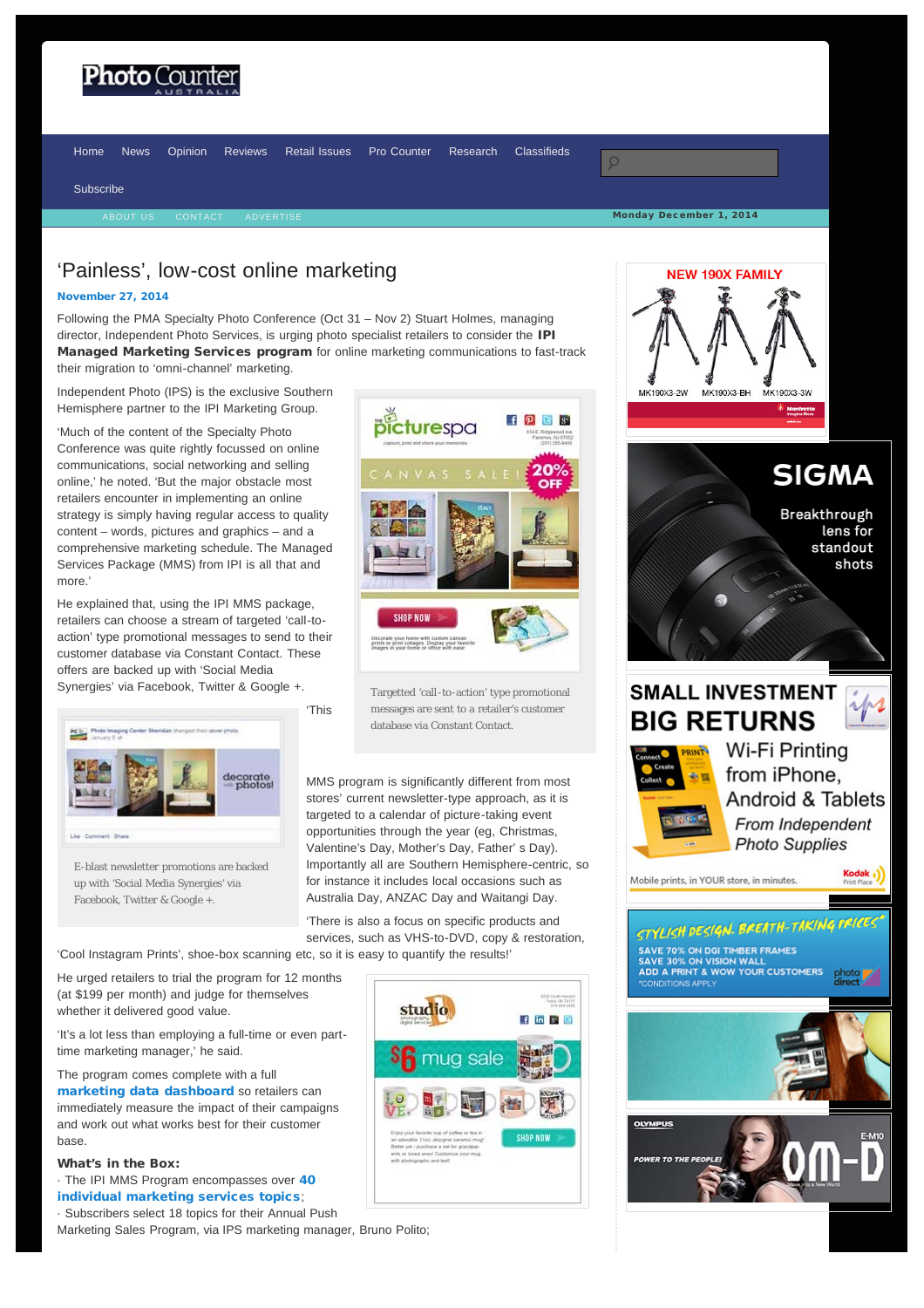# 'Painless', low-cost online marketing

**November 27, 2014**

Following the PMA Specialty Photo Conference (Oct 31 – Nov 2) Stuart Holmes, managing director, Independent Photo Services, is urging photo specialist retailers to consider the **IPI Managed Marketing Services program** for online marketing communications to fast-track their migration to 'omni-channel' marketing.

Independent Photo (IPS) is the exclusive Southern Hemisphere partner to the IPI Marketing Group.

'Much of the content of the Specialty Photo Conference was quite rightly focussed on online communications, social networking and selling online,' he noted. 'But the major obstacle most retailers encounter in implementing an online strategy is simply having regular access to quality content – words, pictures and graphics – and a comprehensive marketing schedule. The Managed Services Package (MMS) from IPI is all that and more.'

He explained that, using the IPI MMS package, retailers can choose a stream of targeted 'call-to-action' type promotional messages to send to their customer database via Constant Contact. These offers are backed up with 'Social Media Synergies' via Facebook, Twitter & Google +.

Targetted 'call-to-action' type promotional messages are sent to a retailer's customer database via Constant Contact.

E-blast newsletter promotions are backed up with 'Social Media Synergies' via Facebook, Twitter & Google +.

'This MMS program is significantly different from most stores' current newsletter-type approach, as it is targeted to a calendar of picture-taking event opportunities through the year (eg, Christmas, Valentine's Day, Mother's Day, Father' s Day). Importantly all are Southern Hemisphere-centric, so for instance it includes local occasions such as Australia Day, ANZAC Day and Waitangi Day.

'There is also a focus on specific products and services, such as VHS-to-DVD, copy & restoration, 'Cool Instagram Prints', shoe-box scanning etc, so it is easy to quantify the results!'

He urged retailers to trial the program for 12 months (at $199 per month) and judge for themselves whether it delivered good value.

'It's a lot less than employing a full-time or even part-time marketing manager,' he said.

The program comes complete with a full **marketing data dashboard** so retailers can immediately measure the impact of their campaigns and work out what works best for their customer base.

**What's in the Box:**

· The IPI MMS Program encompasses over **40 individual marketing services topics**;
· Subscribers select 18 topics for their Annual Push Marketing Sales Program, via IPS marketing manager, Bruno Polito;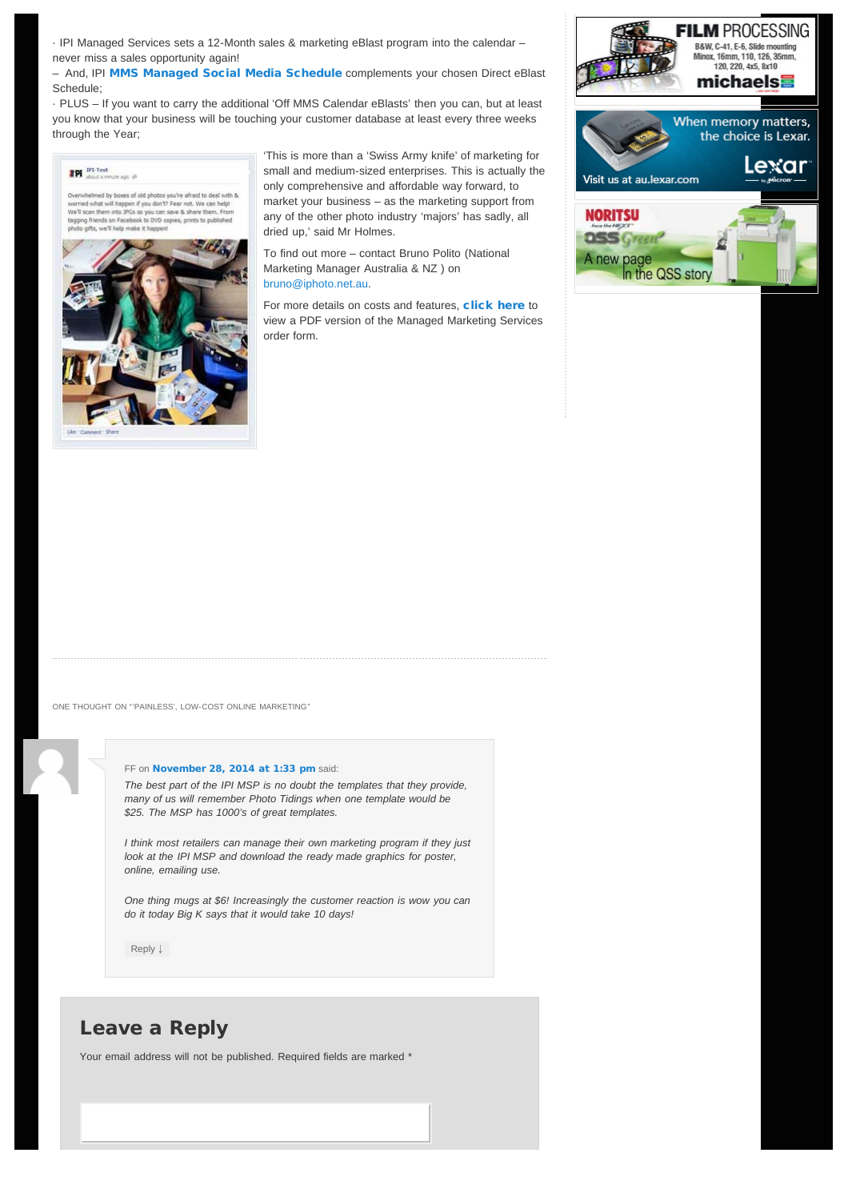· IPI Managed Services sets a 12-Month sales & marketing eBlast program into the calendar – never miss a sales opportunity again!

– And, IPI **MMS Managed Social Media Schedule** complements your chosen Direct eBlast Schedule;

· PLUS – If you want to carry the additional 'Off MMS Calendar eBlasts' then you can, but at least you know that your business will be touching your customer database at least every three weeks through the Year;

'This is more than a 'Swiss Army knife' of marketing for small and medium-sized enterprises. This is actually the only comprehensive and affordable way forward, to market your business – as the marketing support from any of the other photo industry 'majors' has sadly, all dried up,' said Mr Holmes.

To find out more – contact Bruno Polito (National Marketing Manager Australia & NZ ) on bruno@iphoto.net.au.

For more details on costs and features, **click here** to view a PDF version of the Managed Marketing Services order form.

ONE THOUGHT ON "'PAINLESS', LOW-COST ONLINE MARKETING"

FF on **November 28, 2014 at 1:33 pm** said:

*The best part of the IPI MSP is no doubt the templates that they provide, many of us will remember Photo Tidings when one template would be $25. The MSP has 1000's of great templates.*

*I think most retailers can manage their own marketing program if they just look at the IPI MSP and download the ready made graphics for poster, online, emailing use.*

*One thing mugs at $6! Increasingly the customer reaction is wow you can do it today Big K says that it would take 10 days!*

Reply ↓

## Leave a Reply

Your email address will not be published. Required fields are marked *